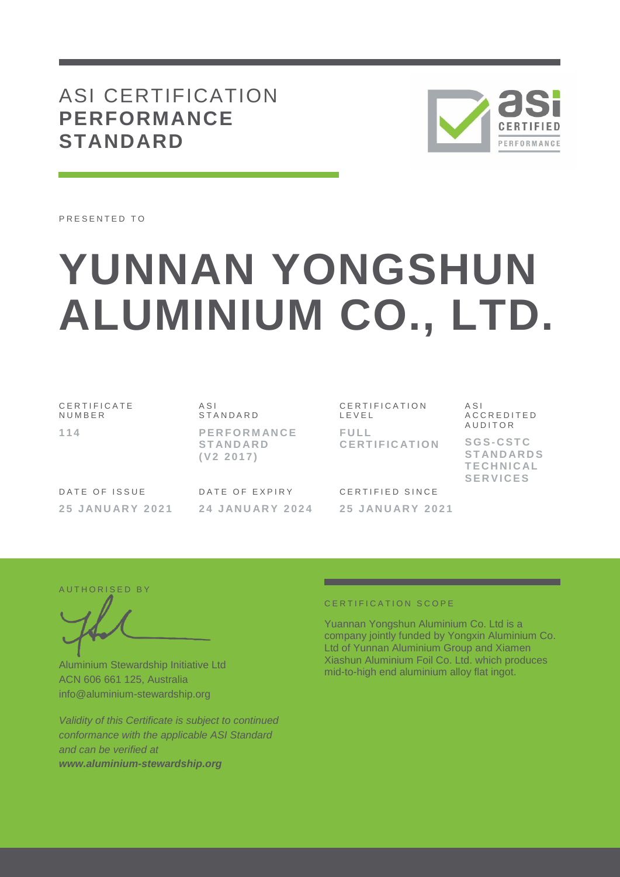# ASI CERTIFICATION **PERFORMANCE STANDARD**

PRESENTED TO

# YUNNAN YONGSHUN ALUMINIUM CO., LTD.

| CERTIFICATE NUMBER | ASI STANDARD | CERTIFICATION LEVEL | ASI ACCREDITED AUDITOR |
|---|---|---|---|
| **114** | **PERFORMANCE STANDARD (V2 2017)** | **FULL CERTIFICATION** | **SGS-CSTC STANDARDS TECHNICAL SERVICES** |

| DATE OF ISSUE | DATE OF EXPIRY | CERTIFIED SINCE |
|---|---|---|
| **25 JANUARY 2021** | **24 JANUARY 2024** | **25 JANUARY 2021** |

AUTHORISED BY

Aluminium Stewardship Initiative Ltd
ACN 606 661 125, Australia
info@aluminium-stewardship.org

*Validity of this Certificate is subject to continued conformance with the applicable ASI Standard and can be verified at* ***www.aluminium-stewardship.org***

CERTIFICATION SCOPE

Yuannan Yongshun Aluminium Co. Ltd is a company jointly funded by Yongxin Aluminium Co. Ltd of Yunnan Aluminium Group and Xiamen Xiashun Aluminium Foil Co. Ltd. which produces mid-to-high end aluminium alloy flat ingot.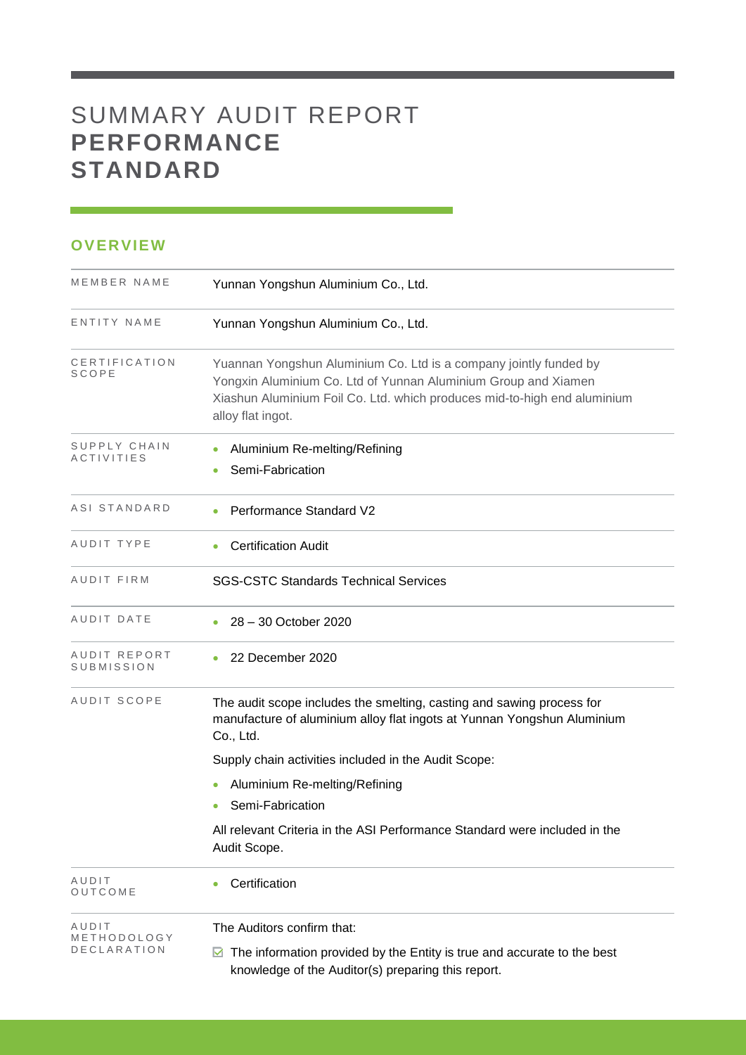# SUMMARY AUDIT REPORT **PERFORMANCE STANDARD**

## OVERVIEW

| | |
|---|---|
| MEMBER NAME | Yunnan Yongshun Aluminium Co., Ltd. |
| ENTITY NAME | Yunnan Yongshun Aluminium Co., Ltd. |
| CERTIFICATION SCOPE | Yuannan Yongshun Aluminium Co. Ltd is a company jointly funded by Yongxin Aluminium Co. Ltd of Yunnan Aluminium Group and Xiamen Xiashun Aluminium Foil Co. Ltd. which produces mid-to-high end aluminium alloy flat ingot. |
| SUPPLY CHAIN ACTIVITIES | • Aluminium Re-melting/Refining<br>• Semi-Fabrication |
| ASI STANDARD | • Performance Standard V2 |
| AUDIT TYPE | • Certification Audit |
| AUDIT FIRM | SGS-CSTC Standards Technical Services |
| AUDIT DATE | • 28 – 30 October 2020 |
| AUDIT REPORT SUBMISSION | • 22 December 2020 |
| AUDIT SCOPE | The audit scope includes the smelting, casting and sawing process for manufacture of aluminium alloy flat ingots at Yunnan Yongshun Aluminium Co., Ltd.<br>Supply chain activities included in the Audit Scope:<br>• Aluminium Re-melting/Refining<br>• Semi-Fabrication<br>All relevant Criteria in the ASI Performance Standard were included in the Audit Scope. |
| AUDIT OUTCOME | • Certification |
| AUDIT METHODOLOGY DECLARATION | The Auditors confirm that:<br>☑ The information provided by the Entity is true and accurate to the best knowledge of the Auditor(s) preparing this report. |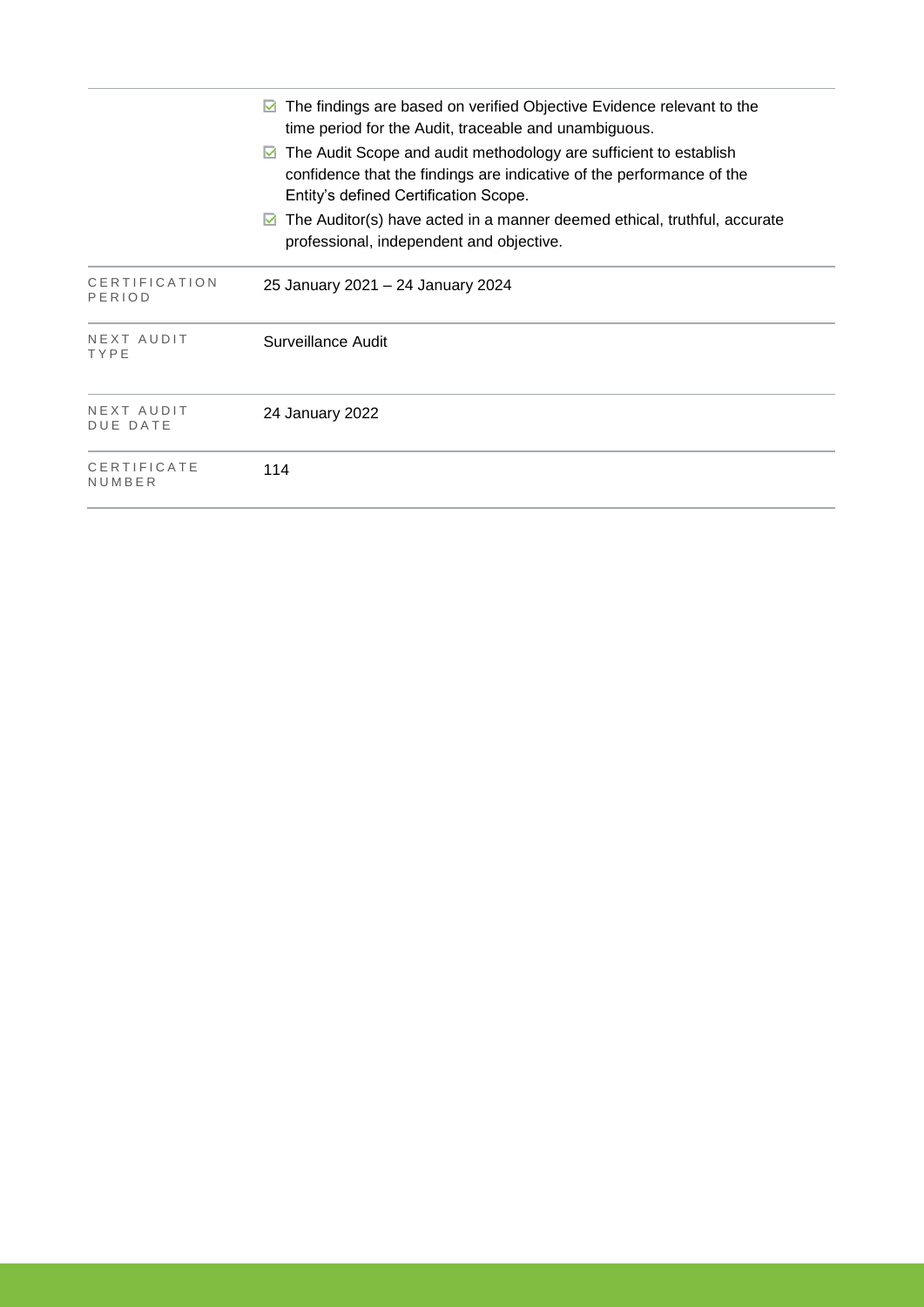| | |
|---|---|
| | ☑ The findings are based on verified Objective Evidence relevant to the time period for the Audit, traceable and unambiguous.<br>☑ The Audit Scope and audit methodology are sufficient to establish confidence that the findings are indicative of the performance of the Entity's defined Certification Scope.<br>☑ The Auditor(s) have acted in a manner deemed ethical, truthful, accurate professional, independent and objective. |
| CERTIFICATION PERIOD | 25 January 2021 – 24 January 2024 |
| NEXT AUDIT TYPE | Surveillance Audit |
| NEXT AUDIT DUE DATE | 24 January 2022 |
| CERTIFICATE NUMBER | 114 |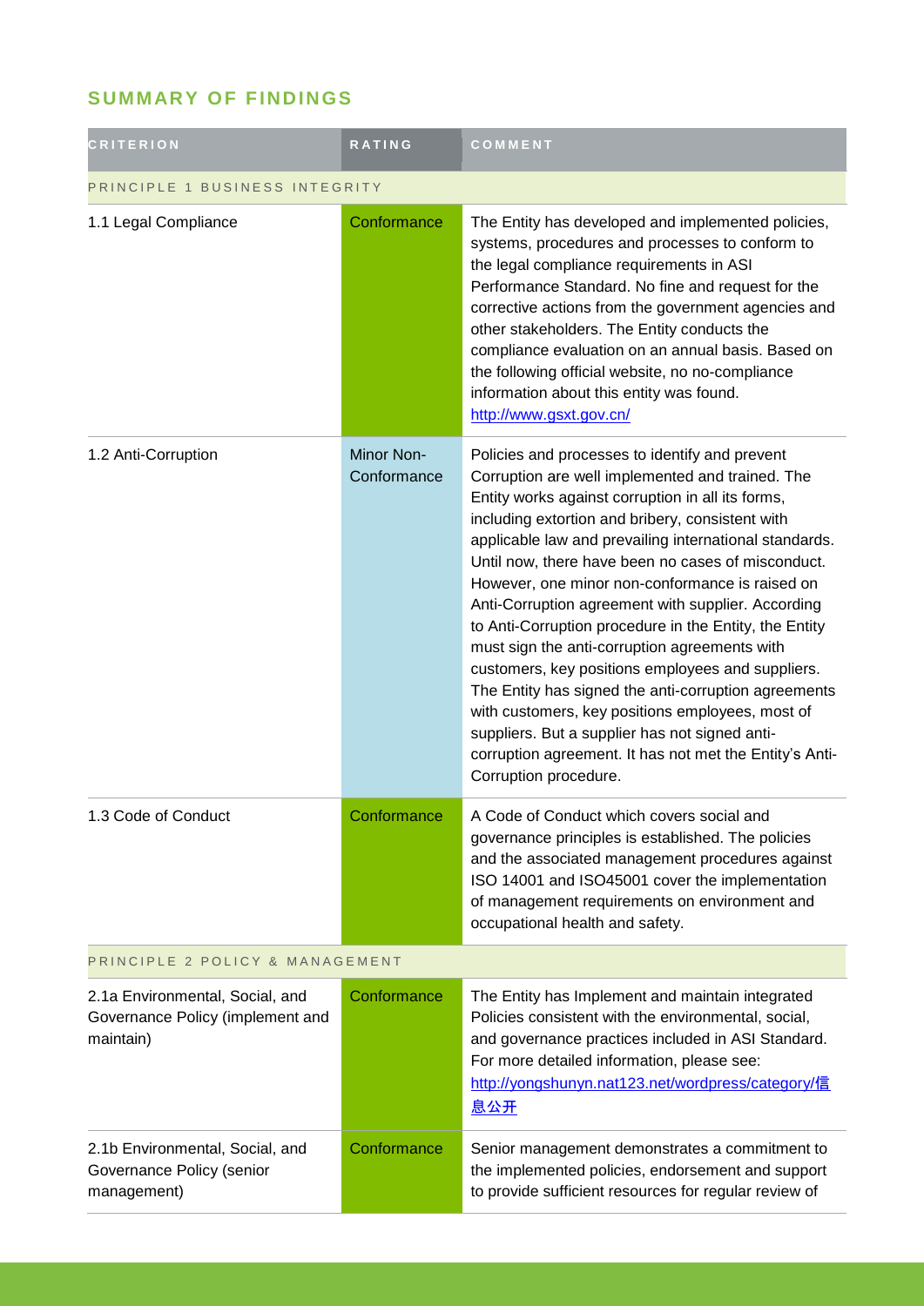## SUMMARY OF FINDINGS

| CRITERION | RATING | COMMENT |
|---|---|---|
| PRINCIPLE 1 BUSINESS INTEGRITY | | |
| 1.1 Legal Compliance | Conformance | The Entity has developed and implemented policies, systems, procedures and processes to conform to the legal compliance requirements in ASI Performance Standard. No fine and request for the corrective actions from the government agencies and other stakeholders. The Entity conducts the compliance evaluation on an annual basis. Based on the following official website, no no-compliance information about this entity was found. http://www.gsxt.gov.cn/ |
| 1.2 Anti-Corruption | Minor Non-Conformance | Policies and processes to identify and prevent Corruption are well implemented and trained. The Entity works against corruption in all its forms, including extortion and bribery, consistent with applicable law and prevailing international standards. Until now, there have been no cases of misconduct. However, one minor non-conformance is raised on Anti-Corruption agreement with supplier. According to Anti-Corruption procedure in the Entity, the Entity must sign the anti-corruption agreements with customers, key positions employees and suppliers. The Entity has signed the anti-corruption agreements with customers, key positions employees, most of suppliers. But a supplier has not signed anti-corruption agreement. It has not met the Entity's Anti-Corruption procedure. |
| 1.3 Code of Conduct | Conformance | A Code of Conduct which covers social and governance principles is established. The policies and the associated management procedures against ISO 14001 and ISO45001 cover the implementation of management requirements on environment and occupational health and safety. |
| PRINCIPLE 2 POLICY & MANAGEMENT | | |
| 2.1a Environmental, Social, and Governance Policy (implement and maintain) | Conformance | The Entity has Implement and maintain integrated Policies consistent with the environmental, social, and governance practices included in ASI Standard. For more detailed information, please see: http://yongshunyn.nat123.net/wordpress/category/信息公开 |
| 2.1b Environmental, Social, and Governance Policy (senior management) | Conformance | Senior management demonstrates a commitment to the implemented policies, endorsement and support to provide sufficient resources for regular review of |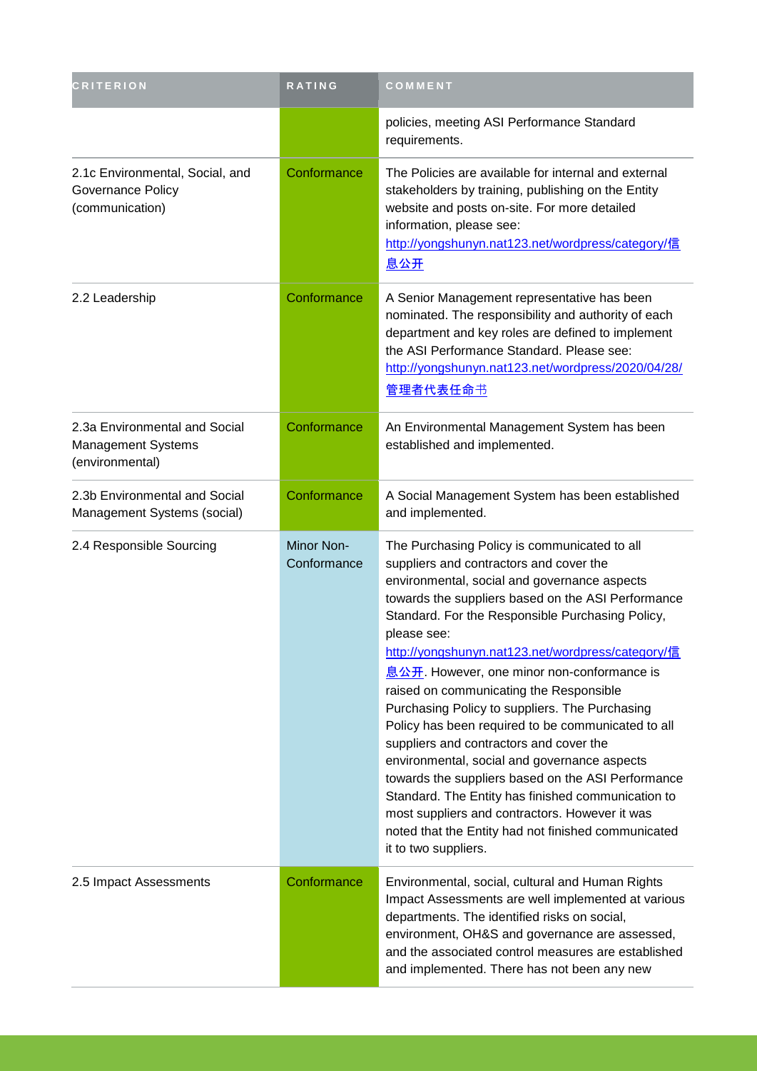| CRITERION | RATING | COMMENT |
| --- | --- | --- |
| | | policies, meeting ASI Performance Standard requirements. |
| 2.1c Environmental, Social, and Governance Policy (communication) | Conformance | The Policies are available for internal and external stakeholders by training, publishing on the Entity website and posts on-site. For more detailed information, please see: http://yongshunyn.nat123.net/wordpress/category/信息公开 |
| 2.2 Leadership | Conformance | A Senior Management representative has been nominated. The responsibility and authority of each department and key roles are defined to implement the ASI Performance Standard. Please see: http://yongshunyn.nat123.net/wordpress/2020/04/28/管理者代表任命书 |
| 2.3a Environmental and Social Management Systems (environmental) | Conformance | An Environmental Management System has been established and implemented. |
| 2.3b Environmental and Social Management Systems (social) | Conformance | A Social Management System has been established and implemented. |
| 2.4 Responsible Sourcing | Minor Non-Conformance | The Purchasing Policy is communicated to all suppliers and contractors and cover the environmental, social and governance aspects towards the suppliers based on the ASI Performance Standard. For the Responsible Purchasing Policy, please see: http://yongshunyn.nat123.net/wordpress/category/信息公开. However, one minor non-conformance is raised on communicating the Responsible Purchasing Policy to suppliers. The Purchasing Policy has been required to be communicated to all suppliers and contractors and cover the environmental, social and governance aspects towards the suppliers based on the ASI Performance Standard. The Entity has finished communication to most suppliers and contractors. However it was noted that the Entity had not finished communicated it to two suppliers. |
| 2.5 Impact Assessments | Conformance | Environmental, social, cultural and Human Rights Impact Assessments are well implemented at various departments. The identified risks on social, environment, OH&S and governance are assessed, and the associated control measures are established and implemented. There has not been any new |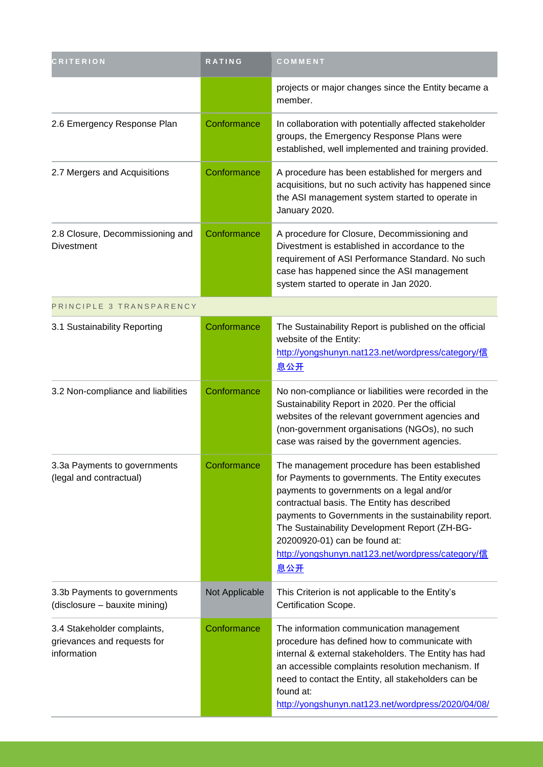| CRITERION | RATING | COMMENT |
| --- | --- | --- |
| | | projects or major changes since the Entity became a member. |
| 2.6 Emergency Response Plan | Conformance | In collaboration with potentially affected stakeholder groups, the Emergency Response Plans were established, well implemented and training provided. |
| 2.7 Mergers and Acquisitions | Conformance | A procedure has been established for mergers and acquisitions, but no such activity has happened since the ASI management system started to operate in January 2020. |
| 2.8 Closure, Decommissioning and Divestment | Conformance | A procedure for Closure, Decommissioning and Divestment is established in accordance to the requirement of ASI Performance Standard. No such case has happened since the ASI management system started to operate in Jan 2020. |
| PRINCIPLE 3 TRANSPARENCY | | |
| 3.1 Sustainability Reporting | Conformance | The Sustainability Report is published on the official website of the Entity: http://yongshunyn.nat123.net/wordpress/category/信息公开 |
| 3.2 Non-compliance and liabilities | Conformance | No non-compliance or liabilities were recorded in the Sustainability Report in 2020. Per the official websites of the relevant government agencies and (non-government organisations (NGOs), no such case was raised by the government agencies. |
| 3.3a Payments to governments (legal and contractual) | Conformance | The management procedure has been established for Payments to governments. The Entity executes payments to governments on a legal and/or contractual basis. The Entity has described payments to Governments in the sustainability report. The Sustainability Development Report (ZH-BG-20200920-01) can be found at: http://yongshunyn.nat123.net/wordpress/category/信息公开 |
| 3.3b Payments to governments (disclosure – bauxite mining) | Not Applicable | This Criterion is not applicable to the Entity's Certification Scope. |
| 3.4 Stakeholder complaints, grievances and requests for information | Conformance | The information communication management procedure has defined how to communicate with internal & external stakeholders. The Entity has had an accessible complaints resolution mechanism. If need to contact the Entity, all stakeholders can be found at: http://yongshunyn.nat123.net/wordpress/2020/04/08/ |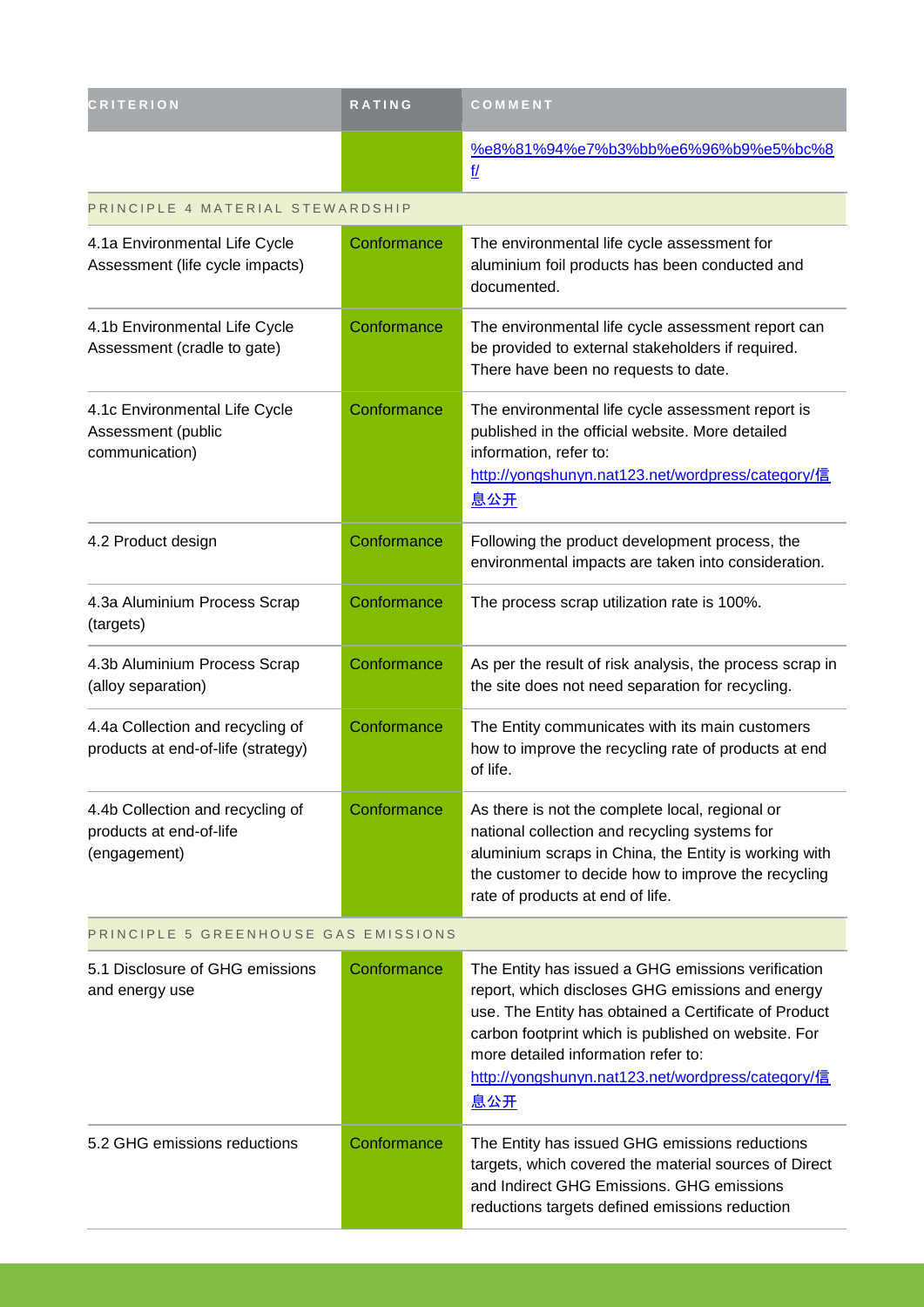| CRITERION | RATING | COMMENT |
| --- | --- | --- |
| | | %e8%81%94%e7%b3%bb%e6%96%b9%e5%bc%8f/ |
| PRINCIPLE 4 MATERIAL STEWARDSHIP | | |
| 4.1a Environmental Life Cycle Assessment (life cycle impacts) | Conformance | The environmental life cycle assessment for aluminium foil products has been conducted and documented. |
| 4.1b Environmental Life Cycle Assessment (cradle to gate) | Conformance | The environmental life cycle assessment report can be provided to external stakeholders if required. There have been no requests to date. |
| 4.1c Environmental Life Cycle Assessment (public communication) | Conformance | The environmental life cycle assessment report is published in the official website. More detailed information, refer to: http://yongshunyn.nat123.net/wordpress/category/信息公开 |
| 4.2 Product design | Conformance | Following the product development process, the environmental impacts are taken into consideration. |
| 4.3a Aluminium Process Scrap (targets) | Conformance | The process scrap utilization rate is 100%. |
| 4.3b Aluminium Process Scrap (alloy separation) | Conformance | As per the result of risk analysis, the process scrap in the site does not need separation for recycling. |
| 4.4a Collection and recycling of products at end-of-life (strategy) | Conformance | The Entity communicates with its main customers how to improve the recycling rate of products at end of life. |
| 4.4b Collection and recycling of products at end-of-life (engagement) | Conformance | As there is not the complete local, regional or national collection and recycling systems for aluminium scraps in China, the Entity is working with the customer to decide how to improve the recycling rate of products at end of life. |
| PRINCIPLE 5 GREENHOUSE GAS EMISSIONS | | |
| 5.1 Disclosure of GHG emissions and energy use | Conformance | The Entity has issued a GHG emissions verification report, which discloses GHG emissions and energy use. The Entity has obtained a Certificate of Product carbon footprint which is published on website. For more detailed information refer to: http://yongshunyn.nat123.net/wordpress/category/信息公开 |
| 5.2 GHG emissions reductions | Conformance | The Entity has issued GHG emissions reductions targets, which covered the material sources of Direct and Indirect GHG Emissions. GHG emissions reductions targets defined emissions reduction |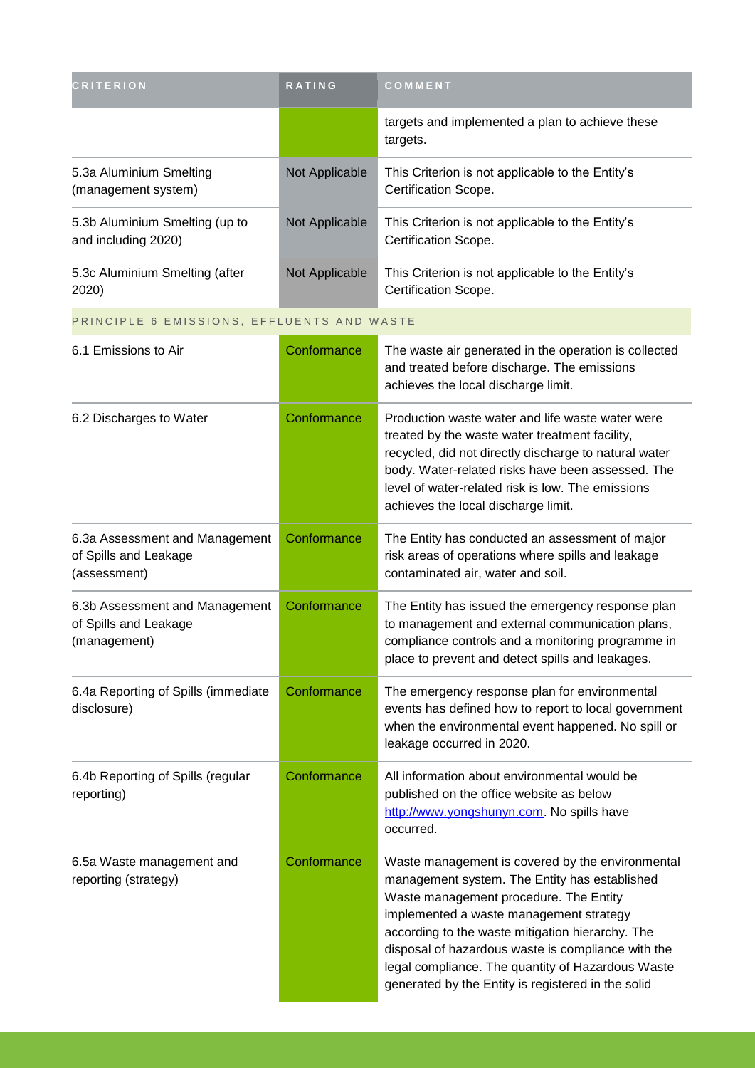| CRITERION | RATING | COMMENT |
|---|---|---|
| | | targets and implemented a plan to achieve these targets. |
| 5.3a Aluminium Smelting (management system) | Not Applicable | This Criterion is not applicable to the Entity's Certification Scope. |
| 5.3b Aluminium Smelting (up to and including 2020) | Not Applicable | This Criterion is not applicable to the Entity's Certification Scope. |
| 5.3c Aluminium Smelting (after 2020) | Not Applicable | This Criterion is not applicable to the Entity's Certification Scope. |
| PRINCIPLE 6 EMISSIONS, EFFLUENTS AND WASTE | | |
| 6.1 Emissions to Air | Conformance | The waste air generated in the operation is collected and treated before discharge. The emissions achieves the local discharge limit. |
| 6.2 Discharges to Water | Conformance | Production waste water and life waste water were treated by the waste water treatment facility, recycled, did not directly discharge to natural water body. Water-related risks have been assessed. The level of water-related risk is low. The emissions achieves the local discharge limit. |
| 6.3a Assessment and Management of Spills and Leakage (assessment) | Conformance | The Entity has conducted an assessment of major risk areas of operations where spills and leakage contaminated air, water and soil. |
| 6.3b Assessment and Management of Spills and Leakage (management) | Conformance | The Entity has issued the emergency response plan to management and external communication plans, compliance controls and a monitoring programme in place to prevent and detect spills and leakages. |
| 6.4a Reporting of Spills (immediate disclosure) | Conformance | The emergency response plan for environmental events has defined how to report to local government when the environmental event happened. No spill or leakage occurred in 2020. |
| 6.4b Reporting of Spills (regular reporting) | Conformance | All information about environmental would be published on the office website as below http://www.yongshunyn.com. No spills have occurred. |
| 6.5a Waste management and reporting (strategy) | Conformance | Waste management is covered by the environmental management system. The Entity has established Waste management procedure. The Entity implemented a waste management strategy according to the waste mitigation hierarchy. The disposal of hazardous waste is compliance with the legal compliance. The quantity of Hazardous Waste generated by the Entity is registered in the solid |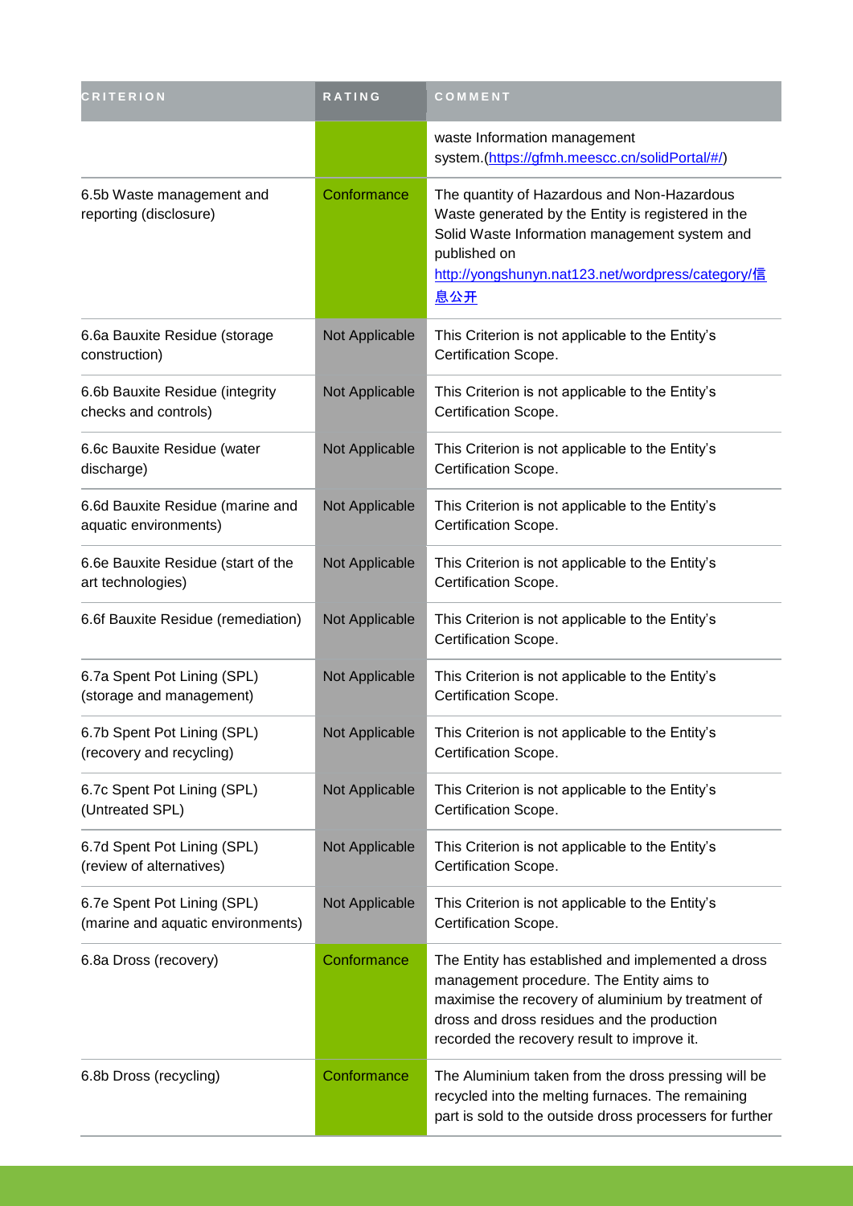| CRITERION | RATING | COMMENT |
| --- | --- | --- |
| | | waste Information management system.(https://gfmh.meescc.cn/solidPortal/#/) |
| 6.5b Waste management and reporting (disclosure) | Conformance | The quantity of Hazardous and Non-Hazardous Waste generated by the Entity is registered in the Solid Waste Information management system and published on http://yongshunyn.nat123.net/wordpress/category/信息公开 |
| 6.6a Bauxite Residue (storage construction) | Not Applicable | This Criterion is not applicable to the Entity's Certification Scope. |
| 6.6b Bauxite Residue (integrity checks and controls) | Not Applicable | This Criterion is not applicable to the Entity's Certification Scope. |
| 6.6c Bauxite Residue (water discharge) | Not Applicable | This Criterion is not applicable to the Entity's Certification Scope. |
| 6.6d Bauxite Residue (marine and aquatic environments) | Not Applicable | This Criterion is not applicable to the Entity's Certification Scope. |
| 6.6e Bauxite Residue (start of the art technologies) | Not Applicable | This Criterion is not applicable to the Entity's Certification Scope. |
| 6.6f Bauxite Residue (remediation) | Not Applicable | This Criterion is not applicable to the Entity's Certification Scope. |
| 6.7a Spent Pot Lining (SPL) (storage and management) | Not Applicable | This Criterion is not applicable to the Entity's Certification Scope. |
| 6.7b Spent Pot Lining (SPL) (recovery and recycling) | Not Applicable | This Criterion is not applicable to the Entity's Certification Scope. |
| 6.7c Spent Pot Lining (SPL) (Untreated SPL) | Not Applicable | This Criterion is not applicable to the Entity's Certification Scope. |
| 6.7d Spent Pot Lining (SPL) (review of alternatives) | Not Applicable | This Criterion is not applicable to the Entity's Certification Scope. |
| 6.7e Spent Pot Lining (SPL) (marine and aquatic environments) | Not Applicable | This Criterion is not applicable to the Entity's Certification Scope. |
| 6.8a Dross (recovery) | Conformance | The Entity has established and implemented a dross management procedure. The Entity aims to maximise the recovery of aluminium by treatment of dross and dross residues and the production recorded the recovery result to improve it. |
| 6.8b Dross (recycling) | Conformance | The Aluminium taken from the dross pressing will be recycled into the melting furnaces. The remaining part is sold to the outside dross processers for further |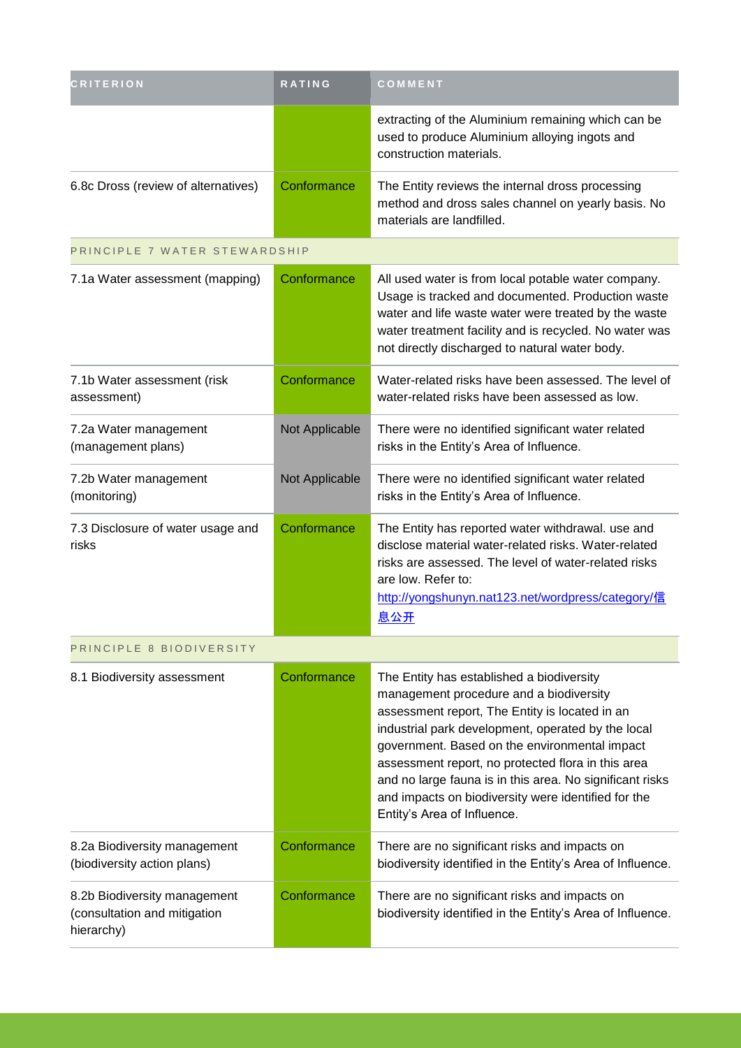| CRITERION | RATING | COMMENT |
| --- | --- | --- |
| | | extracting of the Aluminium remaining which can be used to produce Aluminium alloying ingots and construction materials. |
| 6.8c Dross (review of alternatives) | Conformance | The Entity reviews the internal dross processing method and dross sales channel on yearly basis. No materials are landfilled. |
| PRINCIPLE 7 WATER STEWARDSHIP | | |
| 7.1a Water assessment (mapping) | Conformance | All used water is from local potable water company. Usage is tracked and documented. Production waste water and life waste water were treated by the waste water treatment facility and is recycled. No water was not directly discharged to natural water body. |
| 7.1b Water assessment (risk assessment) | Conformance | Water-related risks have been assessed. The level of water-related risks have been assessed as low. |
| 7.2a Water management (management plans) | Not Applicable | There were no identified significant water related risks in the Entity's Area of Influence. |
| 7.2b Water management (monitoring) | Not Applicable | There were no identified significant water related risks in the Entity's Area of Influence. |
| 7.3 Disclosure of water usage and risks | Conformance | The Entity has reported water withdrawal. use and disclose material water-related risks. Water-related risks are assessed. The level of water-related risks are low. Refer to: [http://yongshunyn.nat123.net/wordpress/category/信息公开](http://yongshunyn.nat123.net/wordpress/category/信息公开) |
| PRINCIPLE 8 BIODIVERSITY | | |
| 8.1 Biodiversity assessment | Conformance | The Entity has established a biodiversity management procedure and a biodiversity assessment report, The Entity is located in an industrial park development, operated by the local government. Based on the environmental impact assessment report, no protected flora in this area and no large fauna is in this area. No significant risks and impacts on biodiversity were identified for the Entity's Area of Influence. |
| 8.2a Biodiversity management (biodiversity action plans) | Conformance | There are no significant risks and impacts on biodiversity identified in the Entity's Area of Influence. |
| 8.2b Biodiversity management (consultation and mitigation hierarchy) | Conformance | There are no significant risks and impacts on biodiversity identified in the Entity's Area of Influence. |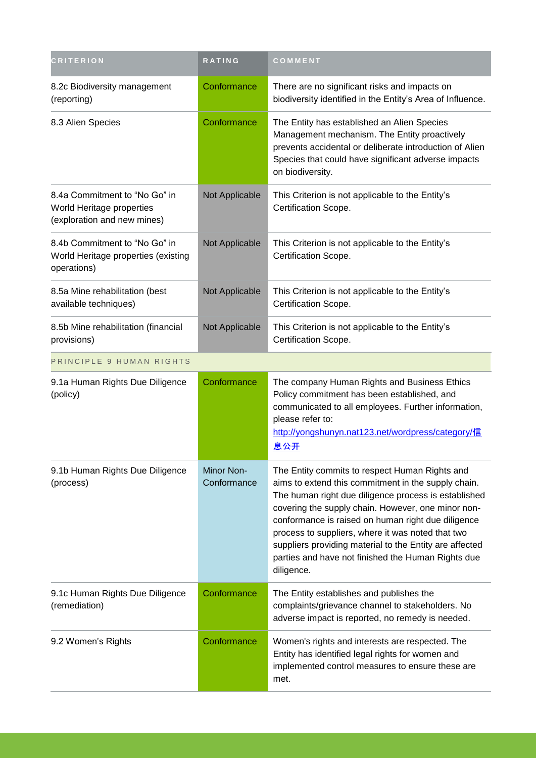| CRITERION | RATING | COMMENT |
| --- | --- | --- |
| 8.2c Biodiversity management (reporting) | Conformance | There are no significant risks and impacts on biodiversity identified in the Entity's Area of Influence. |
| 8.3 Alien Species | Conformance | The Entity has established an Alien Species Management mechanism. The Entity proactively prevents accidental or deliberate introduction of Alien Species that could have significant adverse impacts on biodiversity. |
| 8.4a Commitment to "No Go" in World Heritage properties (exploration and new mines) | Not Applicable | This Criterion is not applicable to the Entity's Certification Scope. |
| 8.4b Commitment to "No Go" in World Heritage properties (existing operations) | Not Applicable | This Criterion is not applicable to the Entity's Certification Scope. |
| 8.5a Mine rehabilitation (best available techniques) | Not Applicable | This Criterion is not applicable to the Entity's Certification Scope. |
| 8.5b Mine rehabilitation (financial provisions) | Not Applicable | This Criterion is not applicable to the Entity's Certification Scope. |
| PRINCIPLE 9 HUMAN RIGHTS | | |
| 9.1a Human Rights Due Diligence (policy) | Conformance | The company Human Rights and Business Ethics Policy commitment has been established, and communicated to all employees. Further information, please refer to: http://yongshunyn.nat123.net/wordpress/category/信息公开 |
| 9.1b Human Rights Due Diligence (process) | Minor Non-Conformance | The Entity commits to respect Human Rights and aims to extend this commitment in the supply chain. The human right due diligence process is established covering the supply chain. However, one minor non-conformance is raised on human right due diligence process to suppliers, where it was noted that two suppliers providing material to the Entity are affected parties and have not finished the Human Rights due diligence. |
| 9.1c Human Rights Due Diligence (remediation) | Conformance | The Entity establishes and publishes the complaints/grievance channel to stakeholders. No adverse impact is reported, no remedy is needed. |
| 9.2 Women's Rights | Conformance | Women's rights and interests are respected. The Entity has identified legal rights for women and implemented control measures to ensure these are met. |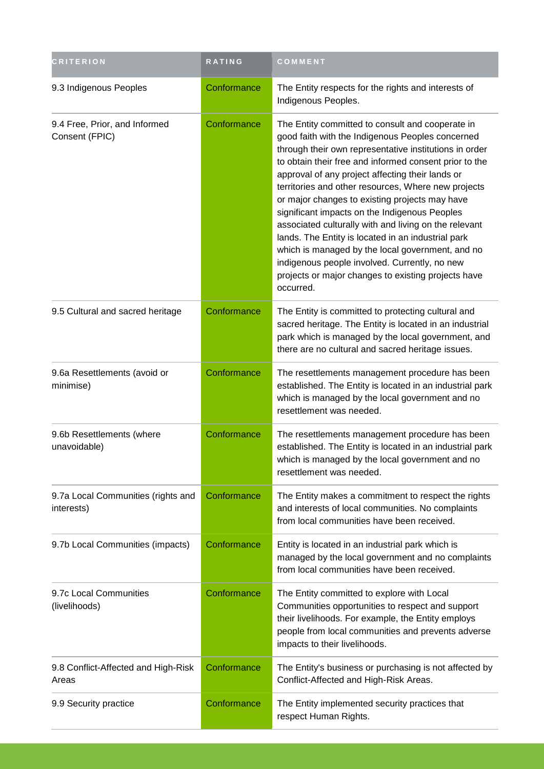| CRITERION | RATING | COMMENT |
|---|---|---|
| 9.3 Indigenous Peoples | Conformance | The Entity respects for the rights and interests of Indigenous Peoples. |
| 9.4 Free, Prior, and Informed Consent (FPIC) | Conformance | The Entity committed to consult and cooperate in good faith with the Indigenous Peoples concerned through their own representative institutions in order to obtain their free and informed consent prior to the approval of any project affecting their lands or territories and other resources, Where new projects or major changes to existing projects may have significant impacts on the Indigenous Peoples associated culturally with and living on the relevant lands. The Entity is located in an industrial park which is managed by the local government, and no indigenous people involved. Currently, no new projects or major changes to existing projects have occurred. |
| 9.5 Cultural and sacred heritage | Conformance | The Entity is committed to protecting cultural and sacred heritage. The Entity is located in an industrial park which is managed by the local government, and there are no cultural and sacred heritage issues. |
| 9.6a Resettlements (avoid or minimise) | Conformance | The resettlements management procedure has been established. The Entity is located in an industrial park which is managed by the local government and no resettlement was needed. |
| 9.6b Resettlements (where unavoidable) | Conformance | The resettlements management procedure has been established. The Entity is located in an industrial park which is managed by the local government and no resettlement was needed. |
| 9.7a Local Communities (rights and interests) | Conformance | The Entity makes a commitment to respect the rights and interests of local communities. No complaints from local communities have been received. |
| 9.7b Local Communities (impacts) | Conformance | Entity is located in an industrial park which is managed by the local government and no complaints from local communities have been received. |
| 9.7c Local Communities (livelihoods) | Conformance | The Entity committed to explore with Local Communities opportunities to respect and support their livelihoods. For example, the Entity employs people from local communities and prevents adverse impacts to their livelihoods. |
| 9.8 Conflict-Affected and High-Risk Areas | Conformance | The Entity's business or purchasing is not affected by Conflict-Affected and High-Risk Areas. |
| 9.9 Security practice | Conformance | The Entity implemented security practices that respect Human Rights. |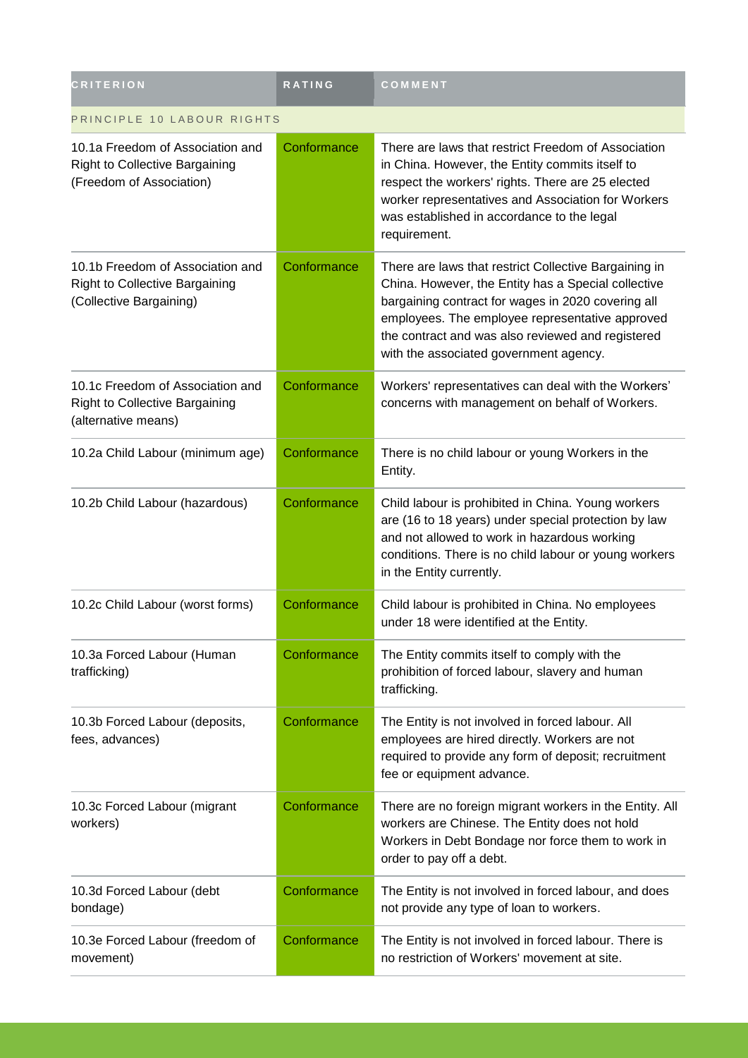| CRITERION | RATING | COMMENT |
| --- | --- | --- |
| PRINCIPLE 10 LABOUR RIGHTS | | |
| 10.1a Freedom of Association and Right to Collective Bargaining (Freedom of Association) | Conformance | There are laws that restrict Freedom of Association in China. However, the Entity commits itself to respect the workers' rights. There are 25 elected worker representatives and Association for Workers was established in accordance to the legal requirement. |
| 10.1b Freedom of Association and Right to Collective Bargaining (Collective Bargaining) | Conformance | There are laws that restrict Collective Bargaining in China. However, the Entity has a Special collective bargaining contract for wages in 2020 covering all employees. The employee representative approved the contract and was also reviewed and registered with the associated government agency. |
| 10.1c Freedom of Association and Right to Collective Bargaining (alternative means) | Conformance | Workers' representatives can deal with the Workers' concerns with management on behalf of Workers. |
| 10.2a Child Labour (minimum age) | Conformance | There is no child labour or young Workers in the Entity. |
| 10.2b Child Labour (hazardous) | Conformance | Child labour is prohibited in China. Young workers are (16 to 18 years) under special protection by law and not allowed to work in hazardous working conditions. There is no child labour or young workers in the Entity currently. |
| 10.2c Child Labour (worst forms) | Conformance | Child labour is prohibited in China. No employees under 18 were identified at the Entity. |
| 10.3a Forced Labour (Human trafficking) | Conformance | The Entity commits itself to comply with the prohibition of forced labour, slavery and human trafficking. |
| 10.3b Forced Labour (deposits, fees, advances) | Conformance | The Entity is not involved in forced labour. All employees are hired directly. Workers are not required to provide any form of deposit; recruitment fee or equipment advance. |
| 10.3c Forced Labour (migrant workers) | Conformance | There are no foreign migrant workers in the Entity. All workers are Chinese. The Entity does not hold Workers in Debt Bondage nor force them to work in order to pay off a debt. |
| 10.3d Forced Labour (debt bondage) | Conformance | The Entity is not involved in forced labour, and does not provide any type of loan to workers. |
| 10.3e Forced Labour (freedom of movement) | Conformance | The Entity is not involved in forced labour. There is no restriction of Workers' movement at site. |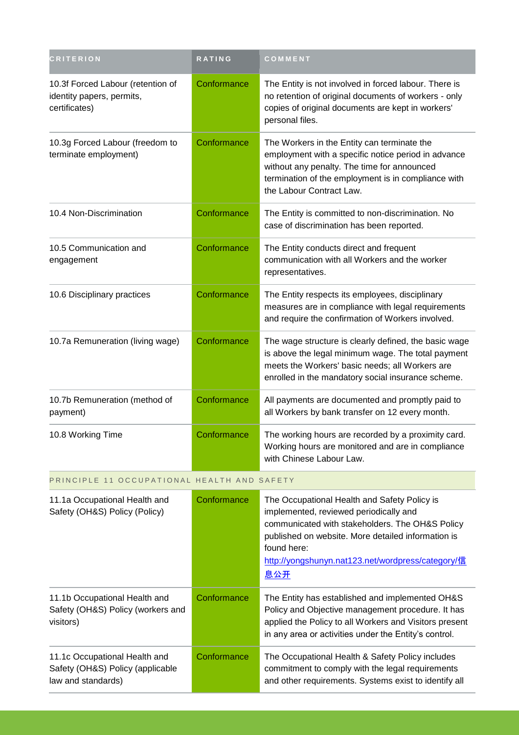| CRITERION | RATING | COMMENT |
| --- | --- | --- |
| 10.3f Forced Labour (retention of identity papers, permits, certificates) | Conformance | The Entity is not involved in forced labour. There is no retention of original documents of workers - only copies of original documents are kept in workers' personal files. |
| 10.3g Forced Labour (freedom to terminate employment) | Conformance | The Workers in the Entity can terminate the employment with a specific notice period in advance without any penalty. The time for announced termination of the employment is in compliance with the Labour Contract Law. |
| 10.4 Non-Discrimination | Conformance | The Entity is committed to non-discrimination. No case of discrimination has been reported. |
| 10.5 Communication and engagement | Conformance | The Entity conducts direct and frequent communication with all Workers and the worker representatives. |
| 10.6 Disciplinary practices | Conformance | The Entity respects its employees, disciplinary measures are in compliance with legal requirements and require the confirmation of Workers involved. |
| 10.7a Remuneration (living wage) | Conformance | The wage structure is clearly defined, the basic wage is above the legal minimum wage. The total payment meets the Workers' basic needs; all Workers are enrolled in the mandatory social insurance scheme. |
| 10.7b Remuneration (method of payment) | Conformance | All payments are documented and promptly paid to all Workers by bank transfer on 12 every month. |
| 10.8 Working Time | Conformance | The working hours are recorded by a proximity card. Working hours are monitored and are in compliance with Chinese Labour Law. |
| **PRINCIPLE 11 OCCUPATIONAL HEALTH AND SAFETY** | | |
| 11.1a Occupational Health and Safety (OH&S) Policy (Policy) | Conformance | The Occupational Health and Safety Policy is implemented, reviewed periodically and communicated with stakeholders. The OH&S Policy published on website. More detailed information is found here: http://yongshunyn.nat123.net/wordpress/category/信息公开 |
| 11.1b Occupational Health and Safety (OH&S) Policy (workers and visitors) | Conformance | The Entity has established and implemented OH&S Policy and Objective management procedure. It has applied the Policy to all Workers and Visitors present in any area or activities under the Entity's control. |
| 11.1c Occupational Health and Safety (OH&S) Policy (applicable law and standards) | Conformance | The Occupational Health & Safety Policy includes commitment to comply with the legal requirements and other requirements. Systems exist to identify all |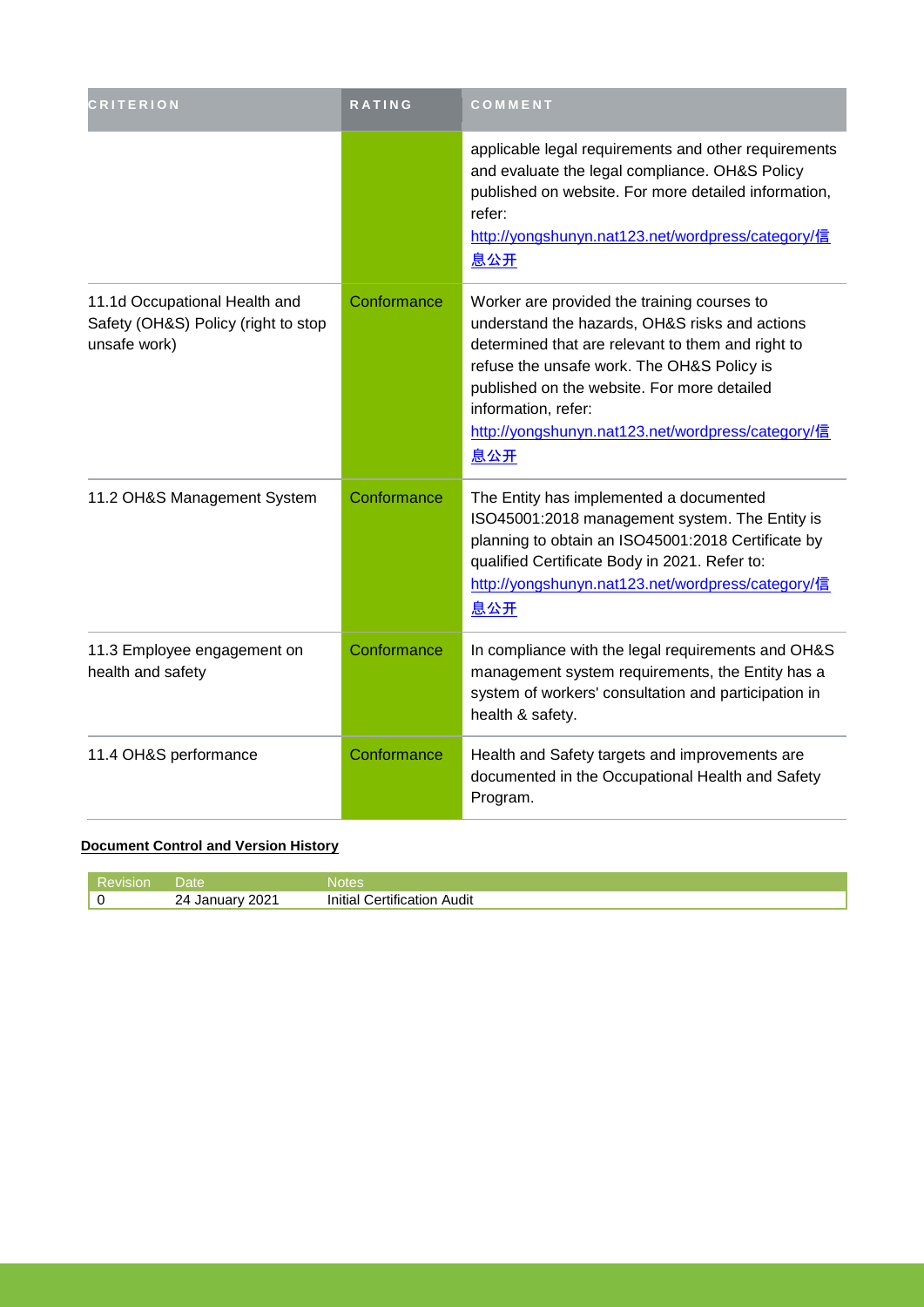| CRITERION | RATING | COMMENT |
|---|---|---|
| | | applicable legal requirements and other requirements and evaluate the legal compliance. OH&S Policy published on website. For more detailed information, refer: http://yongshunyn.nat123.net/wordpress/category/信息公开 |
| 11.1d Occupational Health and Safety (OH&S) Policy (right to stop unsafe work) | Conformance | Worker are provided the training courses to understand the hazards, OH&S risks and actions determined that are relevant to them and right to refuse the unsafe work. The OH&S Policy is published on the website. For more detailed information, refer: http://yongshunyn.nat123.net/wordpress/category/信息公开 |
| 11.2 OH&S Management System | Conformance | The Entity has implemented a documented ISO45001:2018 management system. The Entity is planning to obtain an ISO45001:2018 Certificate by qualified Certificate Body in 2021. Refer to: http://yongshunyn.nat123.net/wordpress/category/信息公开 |
| 11.3 Employee engagement on health and safety | Conformance | In compliance with the legal requirements and OH&S management system requirements, the Entity has a system of workers' consultation and participation in health & safety. |
| 11.4 OH&S performance | Conformance | Health and Safety targets and improvements are documented in the Occupational Health and Safety Program. |

**Document Control and Version History**

| Revision | Date | Notes |
|---|---|---|
| 0 | 24 January 2021 | Initial Certification Audit |